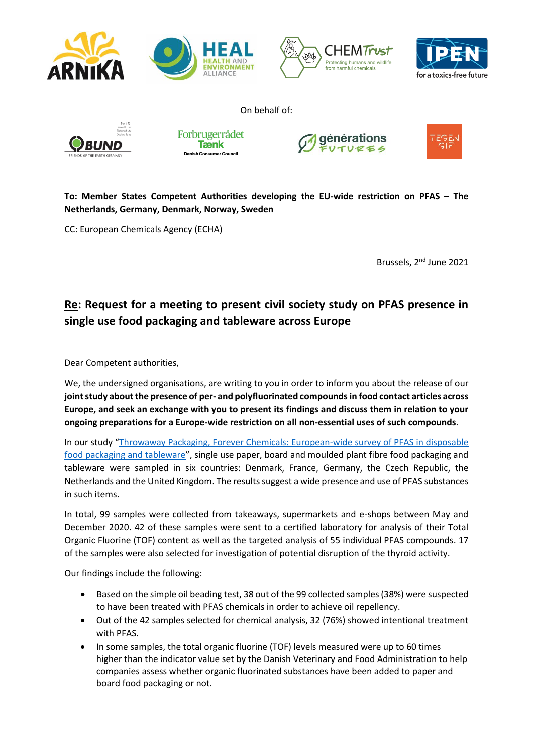On behalf of:

**To**: Member States Competent Authorities developing the EU-wide restriction on PFAS – The Netherlands, Germany, Denmark, Norway, Sweden

CC: European Chemicals Agency (ECHA)

Brussels, 2nd June 2021

## Re: Request for a meeting to present civil society study on PFAS presence in single use food packaging and tableware across Europe

Dear Competent authorities,

We, the undersigned organisations, are writing to you in order to inform you about the release of our **joint study about the presence of per- and polyfluorinated compounds in food contact articles across Europe, and seek an exchange with you to present its findings and discuss them in relation to your ongoing preparations for a Europe-wide restriction on all non-essential uses of such compounds**.

In our study "Throwaway Packaging, Forever Chemicals: European-wide survey of PFAS in disposable food packaging and tableware", single use paper, board and moulded plant fibre food packaging and tableware were sampled in six countries: Denmark, France, Germany, the Czech Republic, the Netherlands and the United Kingdom. The results suggest a wide presence and use of PFAS substances in such items.

In total, 99 samples were collected from takeaways, supermarkets and e-shops between May and December 2020. 42 of these samples were sent to a certified laboratory for analysis of their Total Organic Fluorine (TOF) content as well as the targeted analysis of 55 individual PFAS compounds. 17 of the samples were also selected for investigation of potential disruption of the thyroid activity.

Our findings include the following:

- Based on the simple oil beading test, 38 out of the 99 collected samples (38%) were suspected to have been treated with PFAS chemicals in order to achieve oil repellency.
- Out of the 42 samples selected for chemical analysis, 32 (76%) showed intentional treatment with PFAS.
- In some samples, the total organic fluorine (TOF) levels measured were up to 60 times higher than the indicator value set by the Danish Veterinary and Food Administration to help companies assess whether organic fluorinated substances have been added to paper and board food packaging or not.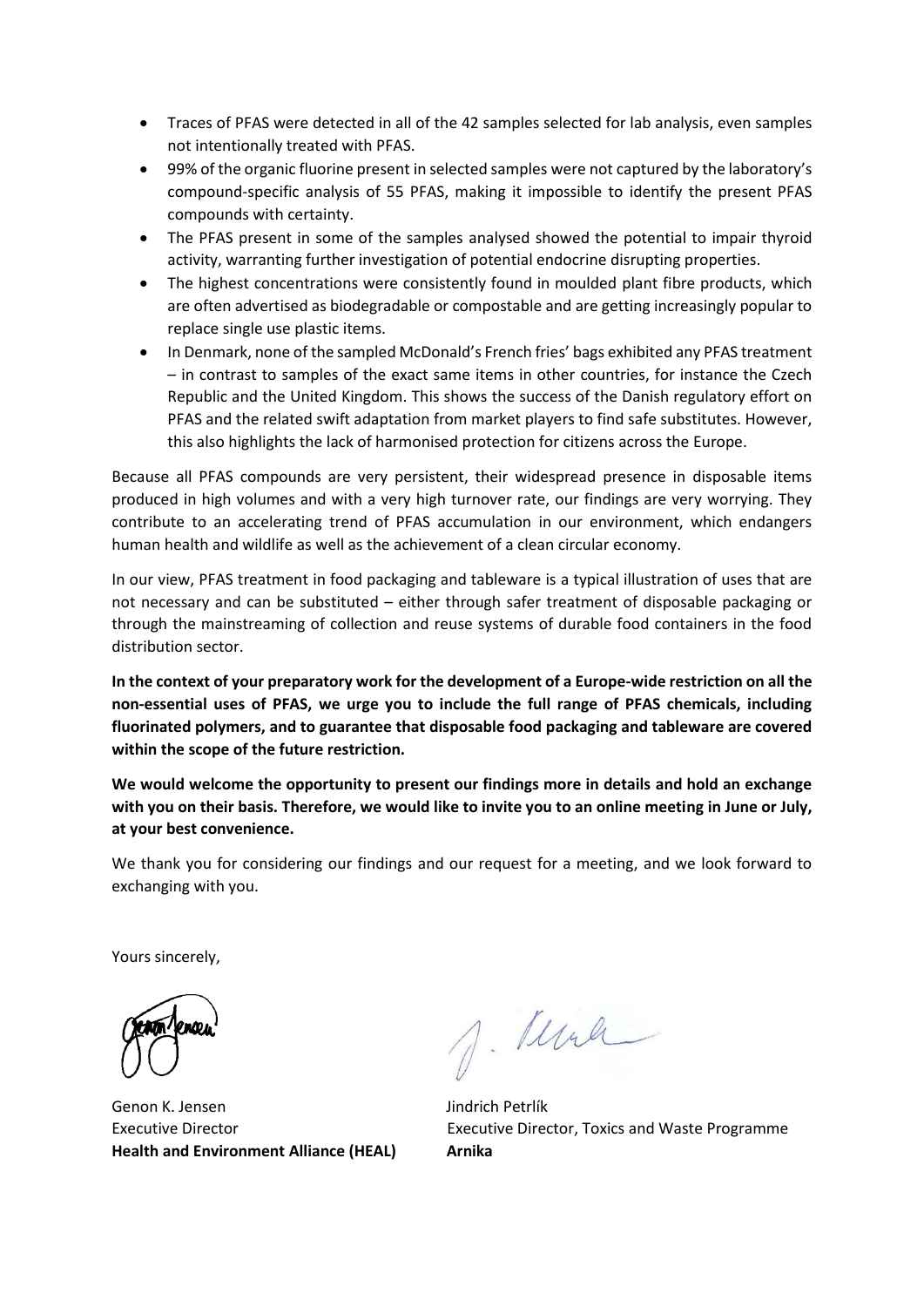- Traces of PFAS were detected in all of the 42 samples selected for lab analysis, even samples not intentionally treated with PFAS.
- 99% of the organic fluorine present in selected samples were not captured by the laboratory's compound-specific analysis of 55 PFAS, making it impossible to identify the present PFAS compounds with certainty.
- The PFAS present in some of the samples analysed showed the potential to impair thyroid activity, warranting further investigation of potential endocrine disrupting properties.
- The highest concentrations were consistently found in moulded plant fibre products, which are often advertised as biodegradable or compostable and are getting increasingly popular to replace single use plastic items.
- In Denmark, none of the sampled McDonald's French fries' bags exhibited any PFAS treatment – in contrast to samples of the exact same items in other countries, for instance the Czech Republic and the United Kingdom. This shows the success of the Danish regulatory effort on PFAS and the related swift adaptation from market players to find safe substitutes. However, this also highlights the lack of harmonised protection for citizens across the Europe.

Because all PFAS compounds are very persistent, their widespread presence in disposable items produced in high volumes and with a very high turnover rate, our findings are very worrying. They contribute to an accelerating trend of PFAS accumulation in our environment, which endangers human health and wildlife as well as the achievement of a clean circular economy.

In our view, PFAS treatment in food packaging and tableware is a typical illustration of uses that are not necessary and can be substituted – either through safer treatment of disposable packaging or through the mainstreaming of collection and reuse systems of durable food containers in the food distribution sector.

**In the context of your preparatory work for the development of a Europe-wide restriction on all the non-essential uses of PFAS, we urge you to include the full range of PFAS chemicals, including fluorinated polymers, and to guarantee that disposable food packaging and tableware are covered within the scope of the future restriction.**

**We would welcome the opportunity to present our findings more in details and hold an exchange with you on their basis. Therefore, we would like to invite you to an online meeting in June or July, at your best convenience.**

We thank you for considering our findings and our request for a meeting, and we look forward to exchanging with you.

Yours sincerely,

Genon K. Jensen
Executive Director
**Health and Environment Alliance (HEAL)**

Jindrich Petrlík
Executive Director, Toxics and Waste Programme
**Arnika**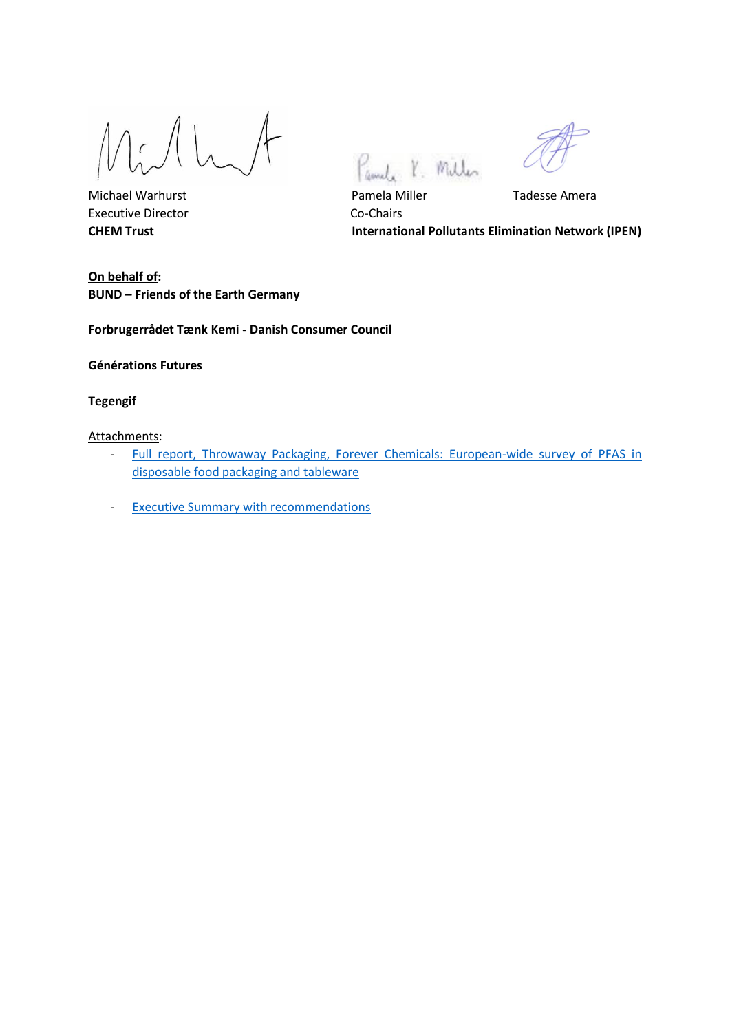Michael Warhurst
Executive Director
**CHEM Trust**

Pamela Miller    Tadesse Amera
Co-Chairs
**International Pollutants Elimination Network (IPEN)**

**On behalf of:**
**BUND – Friends of the Earth Germany**

**Forbrugerrådet Tænk Kemi - Danish Consumer Council**

**Générations Futures**

**Tegengif**

Attachments:

- Full report, Throwaway Packaging, Forever Chemicals: European-wide survey of PFAS in disposable food packaging and tableware
- Executive Summary with recommendations